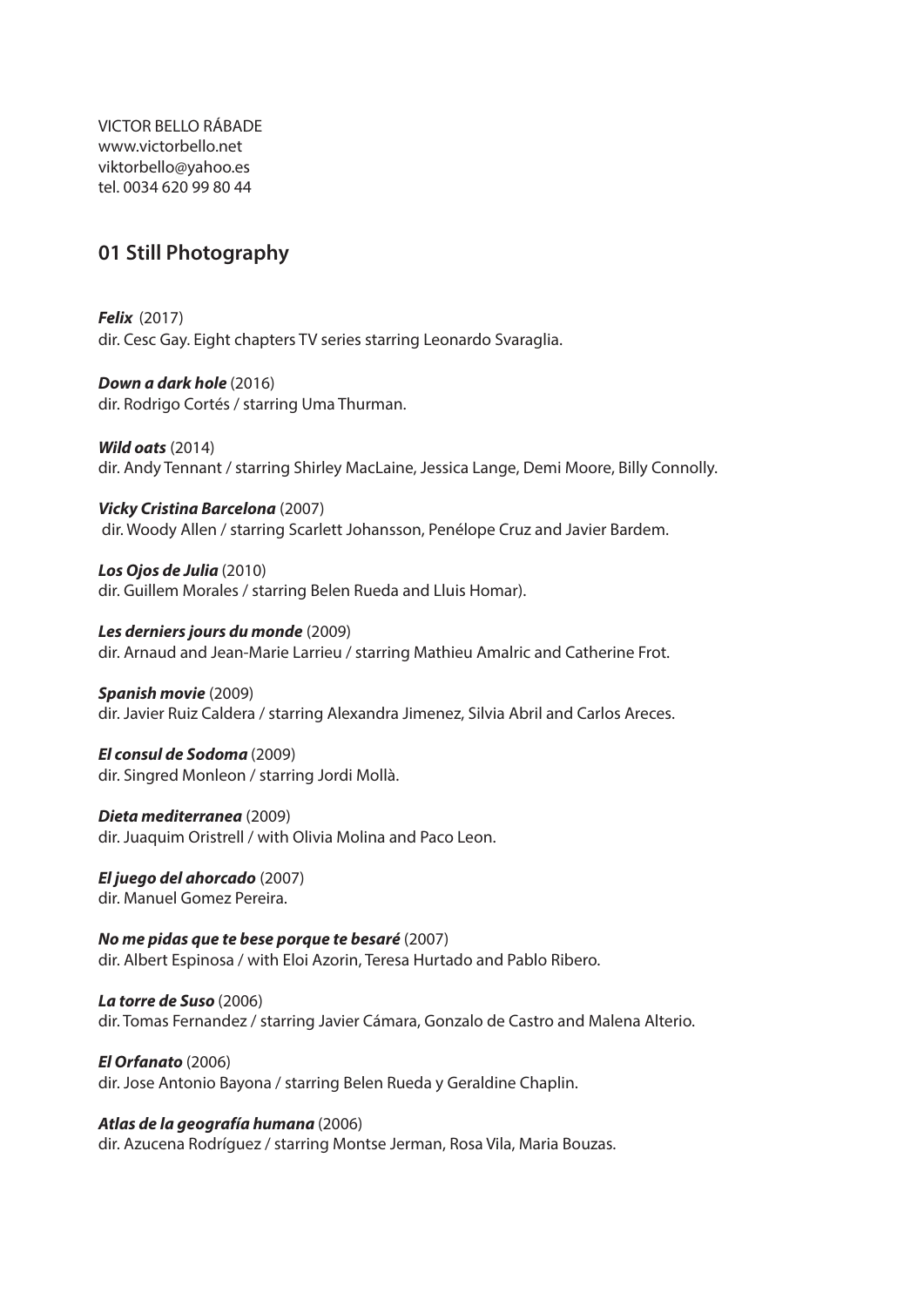VICTOR BELLO RÁBADE
www.victorbello.net
viktorbello@yahoo.es
tel. 0034 620 99 80 44

## 01 Still Photography

***Felix*** (2017)
dir. Cesc Gay. Eight chapters TV series starring Leonardo Svaraglia.

***Down a dark hole*** (2016)
dir. Rodrigo Cortés / starring Uma Thurman.

***Wild oats*** (2014)
dir. Andy Tennant / starring Shirley MacLaine, Jessica Lange, Demi Moore, Billy Connolly.

***Vicky Cristina Barcelona*** (2007)
dir. Woody Allen / starring Scarlett Johansson, Penélope Cruz and Javier Bardem.

***Los Ojos de Julia*** (2010)
dir. Guillem Morales / starring Belen Rueda and Lluis Homar).

***Les derniers jours du monde*** (2009)
dir. Arnaud and Jean-Marie Larrieu / starring Mathieu Amalric and Catherine Frot.

***Spanish movie*** (2009)
dir. Javier Ruiz Caldera / starring Alexandra Jimenez, Silvia Abril and Carlos Areces.

***El consul de Sodoma*** (2009)
dir. Singred Monleon / starring Jordi Mollà.

***Dieta mediterranea*** (2009)
dir. Juaquim Oristrell / with Olivia Molina and Paco Leon.

***El juego del ahorcado*** (2007)
dir. Manuel Gomez Pereira.

***No me pidas que te bese porque te besaré*** (2007)
dir. Albert Espinosa / with Eloi Azorin, Teresa Hurtado and Pablo Ribero.

***La torre de Suso*** (2006)
dir. Tomas Fernandez / starring Javier Cámara, Gonzalo de Castro and Malena Alterio.

***El Orfanato*** (2006)
dir. Jose Antonio Bayona / starring Belen Rueda y Geraldine Chaplin.

***Atlas de la geografía humana*** (2006)
dir. Azucena Rodríguez / starring Montse Jerman, Rosa Vila, Maria Bouzas.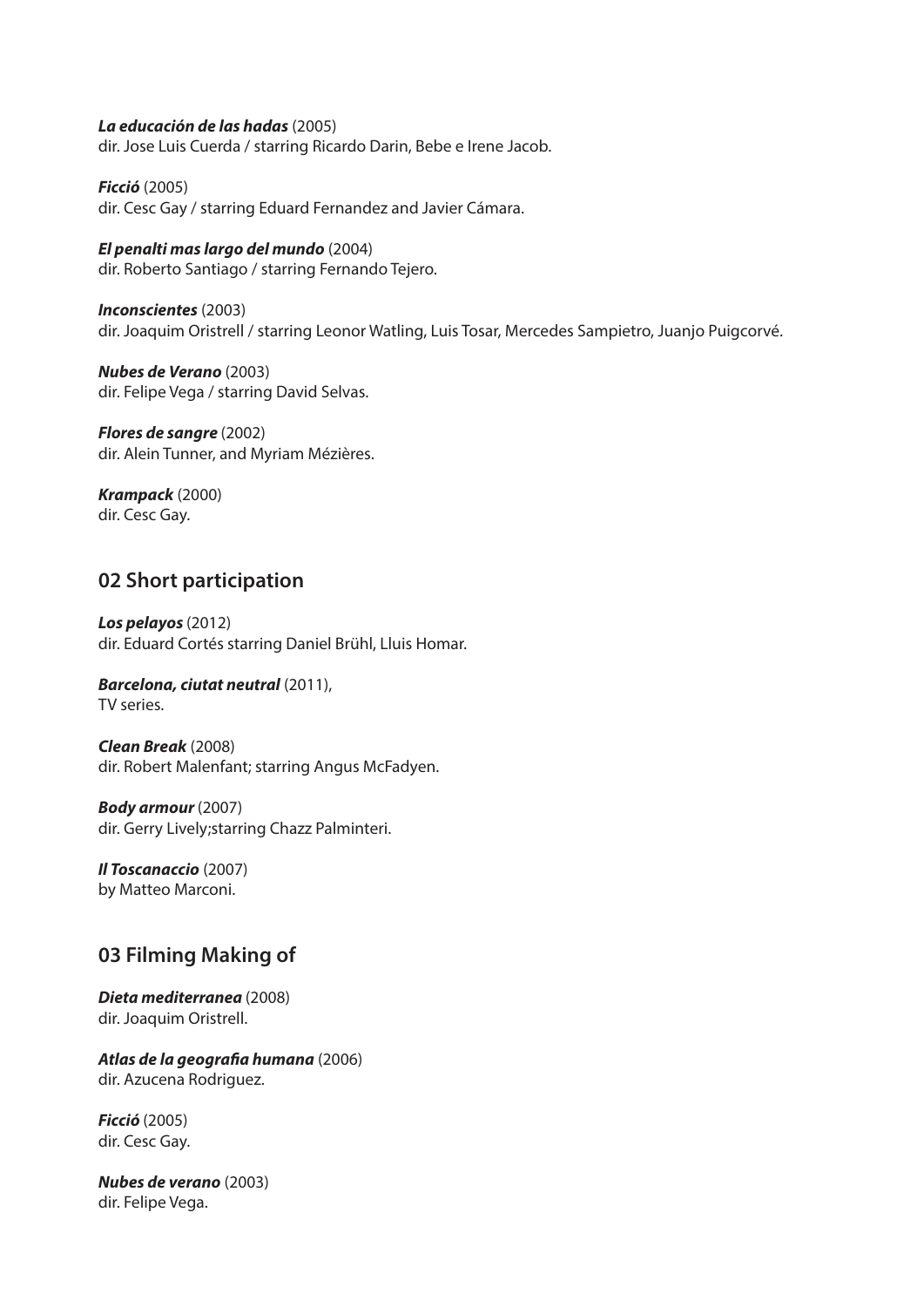***La educación de las hadas*** (2005)
dir. Jose Luis Cuerda / starring Ricardo Darin, Bebe e Irene Jacob.

***Ficció*** (2005)
dir. Cesc Gay / starring Eduard Fernandez and Javier Cámara.

***El penalti mas largo del mundo*** (2004)
dir. Roberto Santiago / starring Fernando Tejero.

***Inconscientes*** (2003)
dir. Joaquim Oristrell / starring Leonor Watling, Luis Tosar, Mercedes Sampietro, Juanjo Puigcorvé.

***Nubes de Verano*** (2003)
dir. Felipe Vega / starring David Selvas.

***Flores de sangre*** (2002)
dir. Alein Tunner, and Myriam Mézières.

***Krampack*** (2000)
dir. Cesc Gay.

## 02 Short participation

***Los pelayos*** (2012)
dir. Eduard Cortés starring Daniel Brühl, Lluis Homar.

***Barcelona, ciutat neutral*** (2011),
TV series.

***Clean Break*** (2008)
dir. Robert Malenfant; starring Angus McFadyen.

***Body armour*** (2007)
dir. Gerry Lively;starring Chazz Palminteri.

***Il Toscanaccio*** (2007)
by Matteo Marconi.

## 03 Filming Making of

***Dieta mediterranea*** (2008)
dir. Joaquim Oristrell.

***Atlas de la geografia humana*** (2006)
dir. Azucena Rodriguez.

***Ficció*** (2005)
dir. Cesc Gay.

***Nubes de verano*** (2003)
dir. Felipe Vega.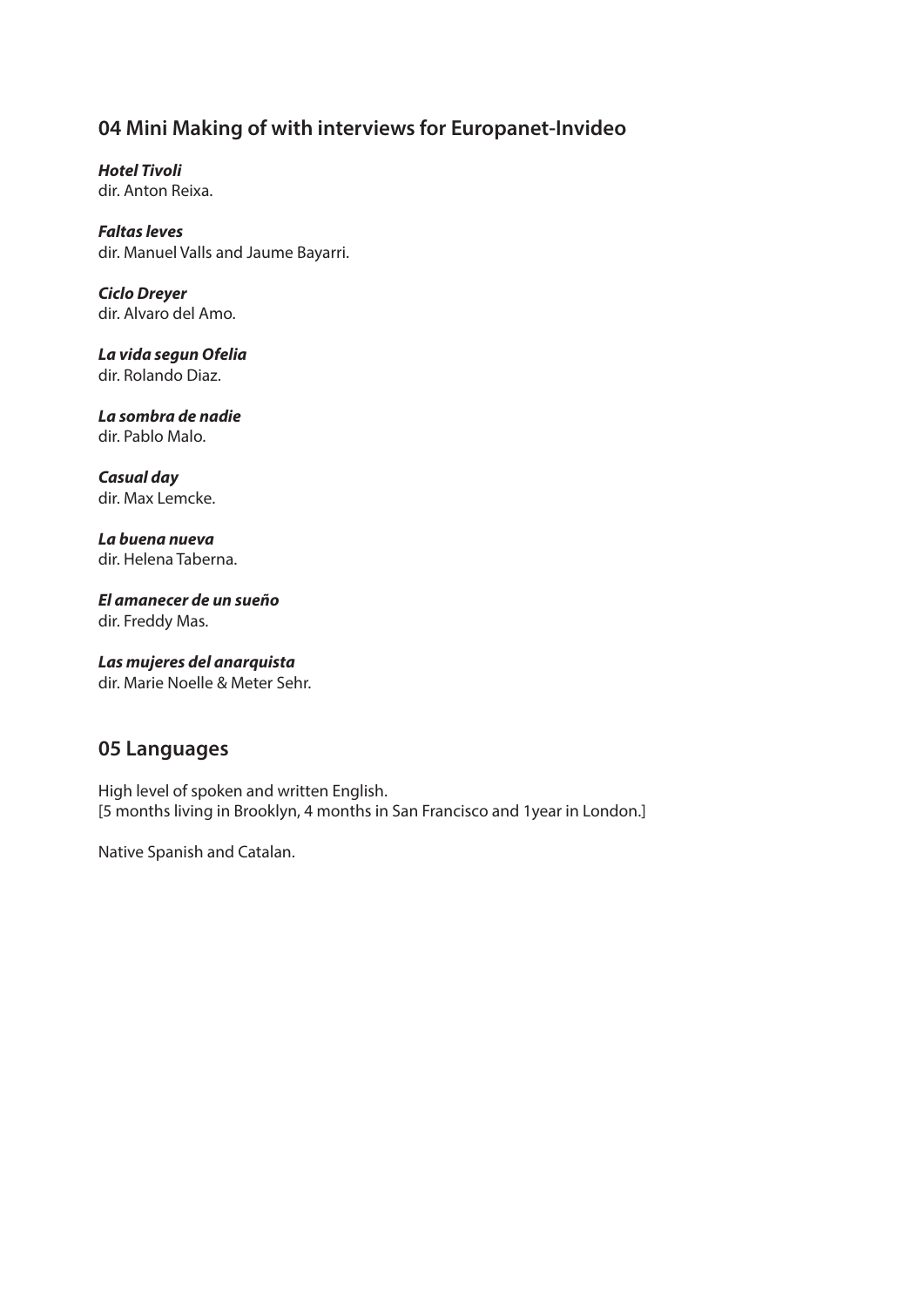## 04 Mini Making of with interviews for Europanet-Invideo

***Hotel Tivoli***
dir. Anton Reixa.

***Faltas leves***
dir. Manuel Valls and Jaume Bayarri.

***Ciclo Dreyer***
dir. Alvaro del Amo.

***La vida segun Ofelia***
dir. Rolando Diaz.

***La sombra de nadie***
dir. Pablo Malo.

***Casual day***
dir. Max Lemcke.

***La buena nueva***
dir. Helena Taberna.

***El amanecer de un sueño***
dir. Freddy Mas.

***Las mujeres del anarquista***
dir. Marie Noelle & Meter Sehr.

## 05 Languages

High level of spoken and written English.
[5 months living in Brooklyn, 4 months in San Francisco and 1year in London.]

Native Spanish and Catalan.